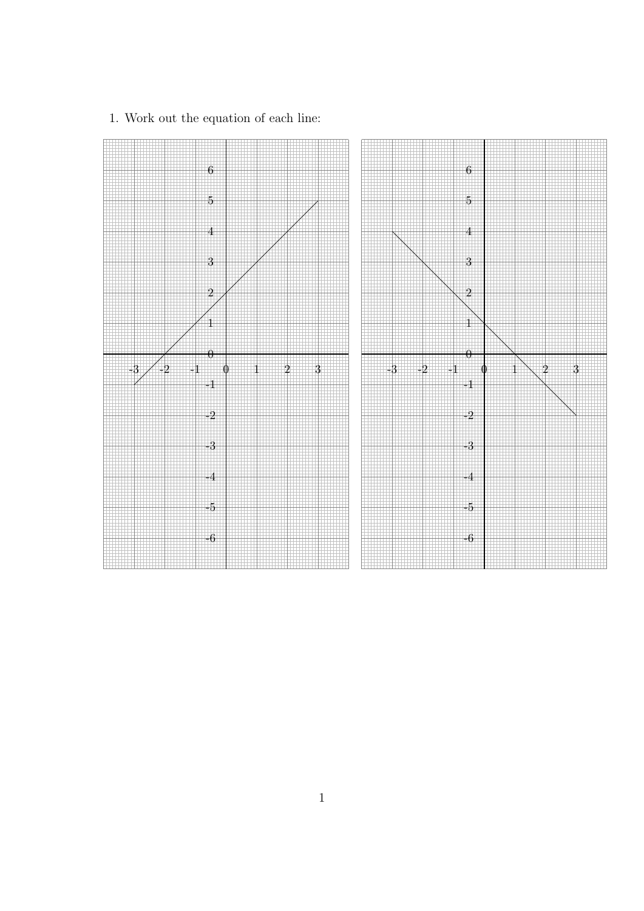1. Work out the equation of each line: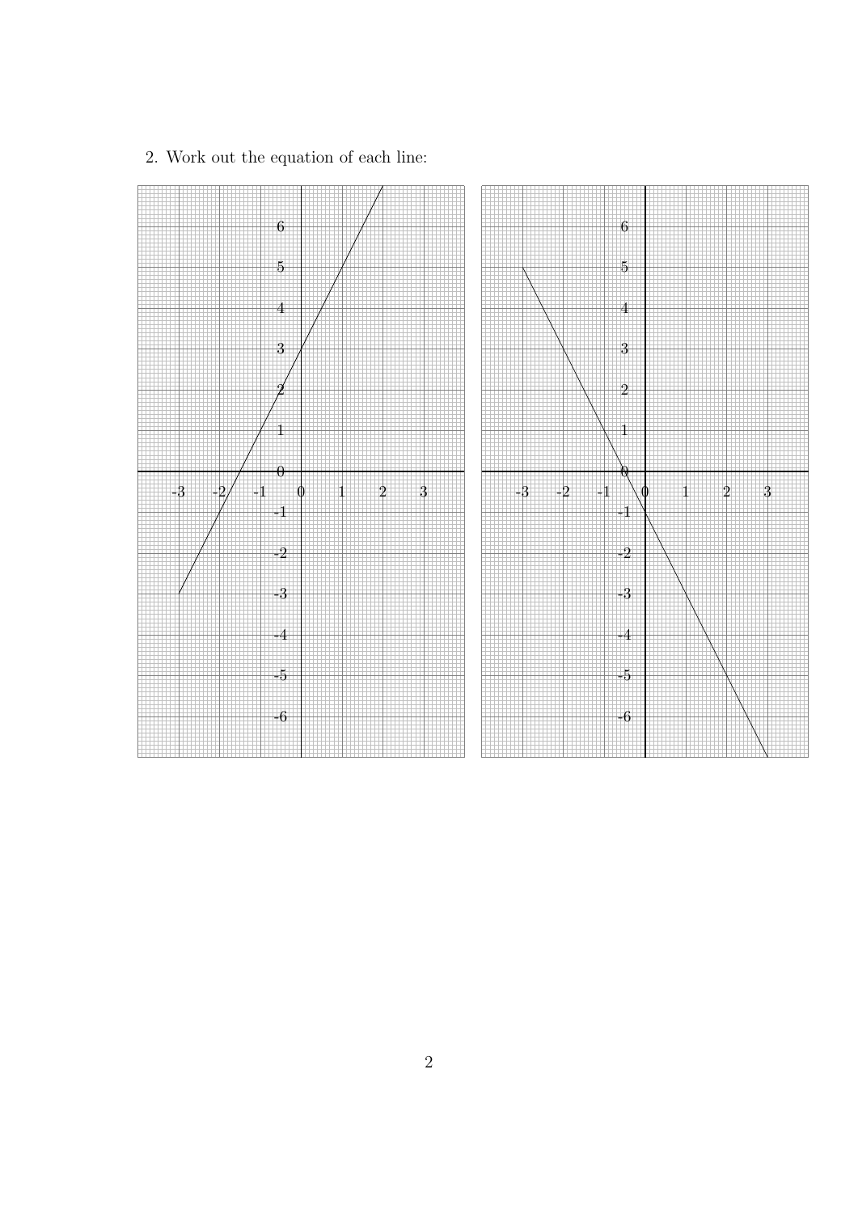2. Work out the equation of each line: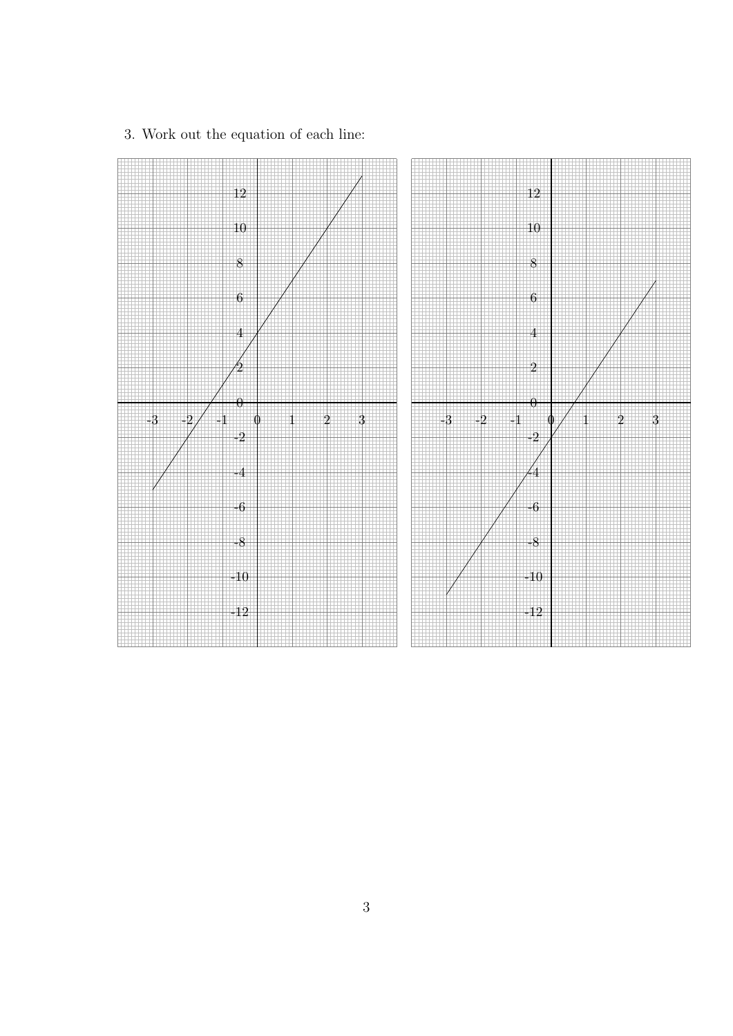3. Work out the equation of each line: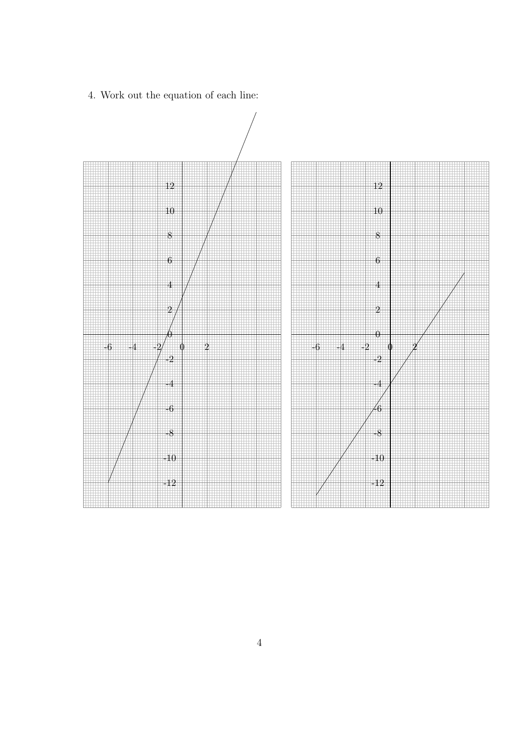4. Work out the equation of each line: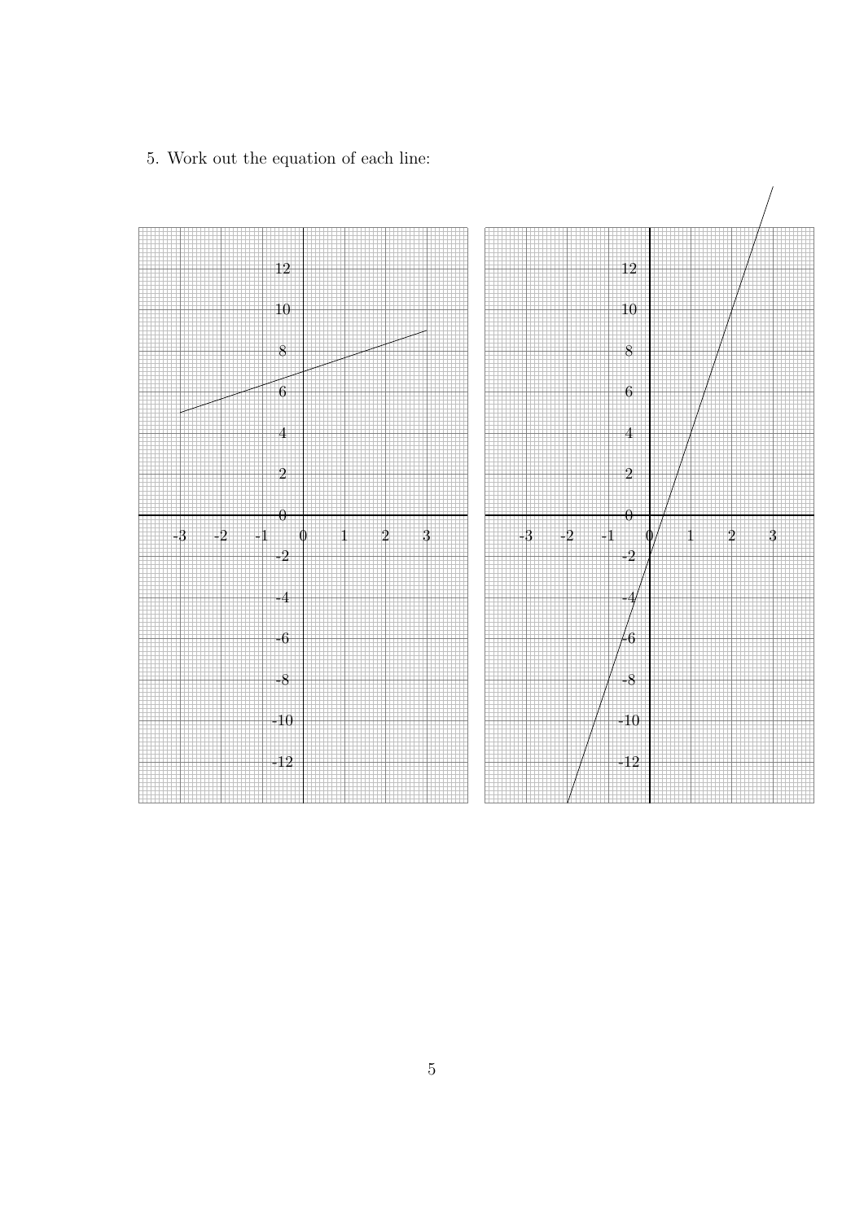5. Work out the equation of each line: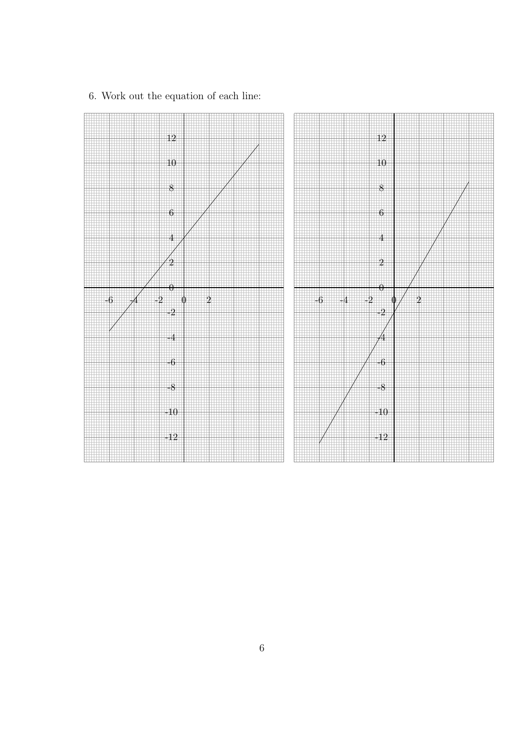6. Work out the equation of each line: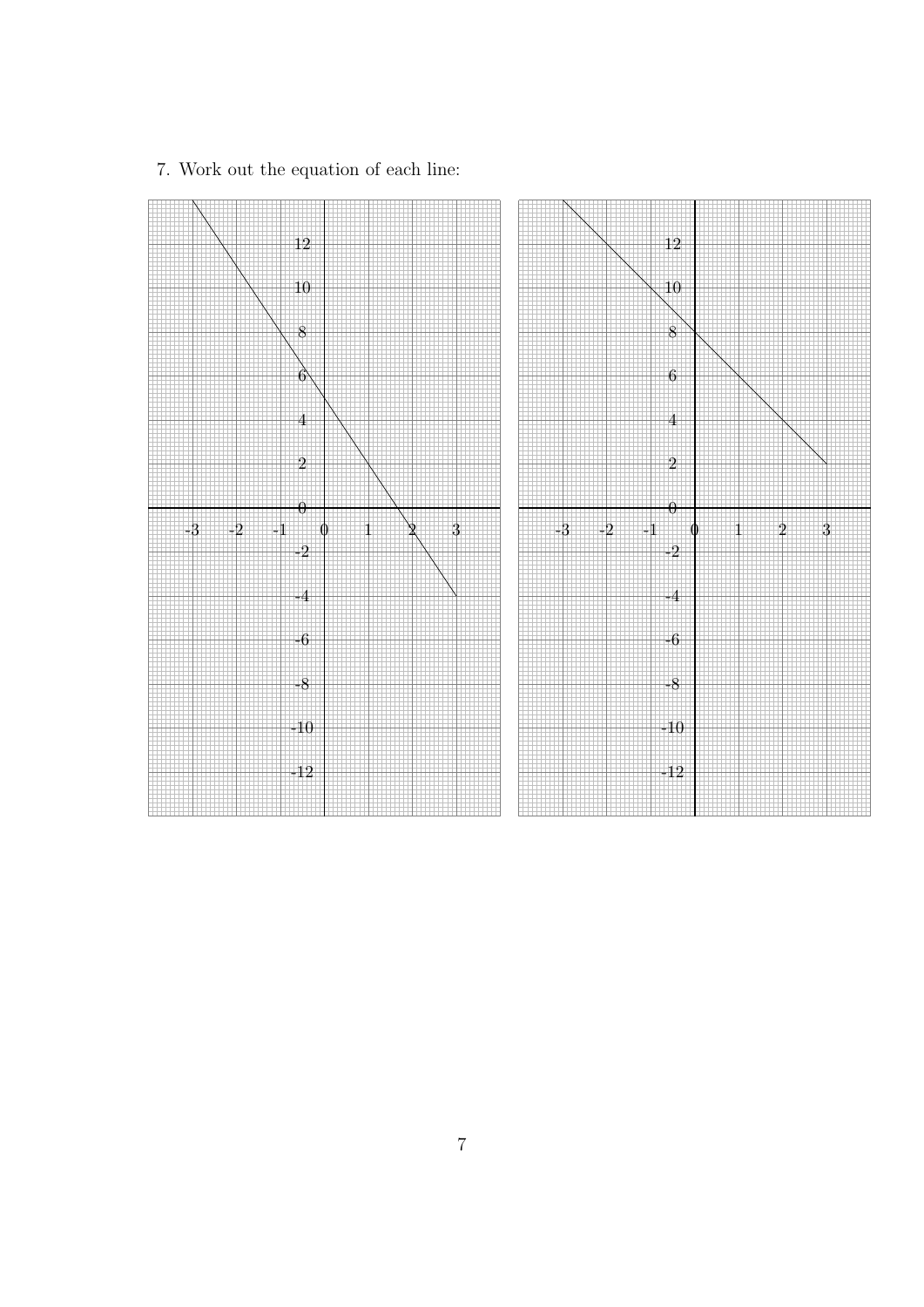7. Work out the equation of each line: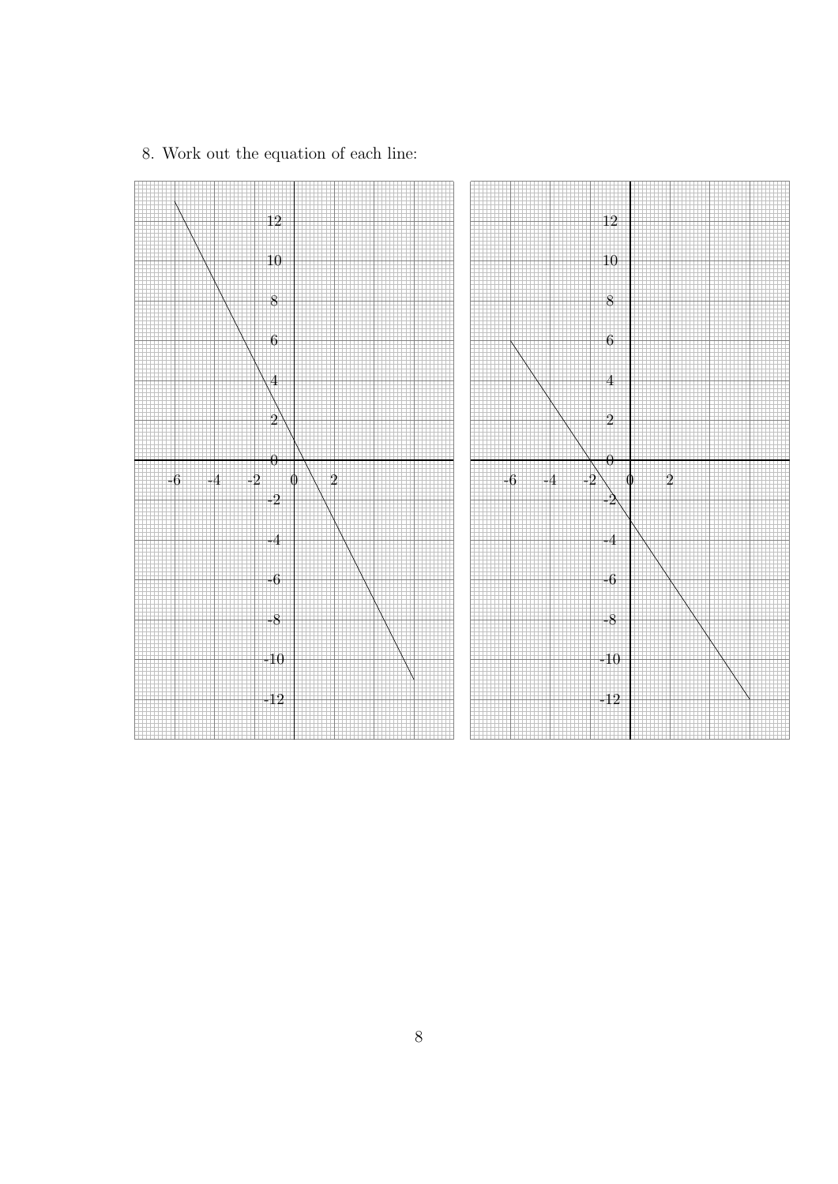8. Work out the equation of each line: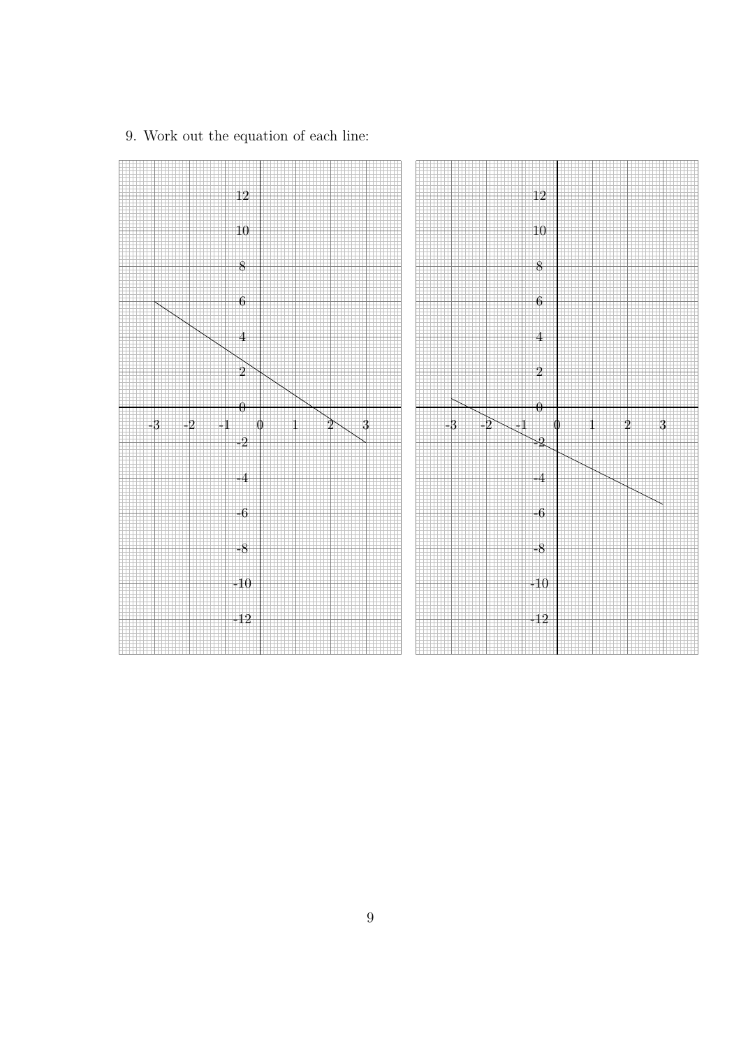9. Work out the equation of each line: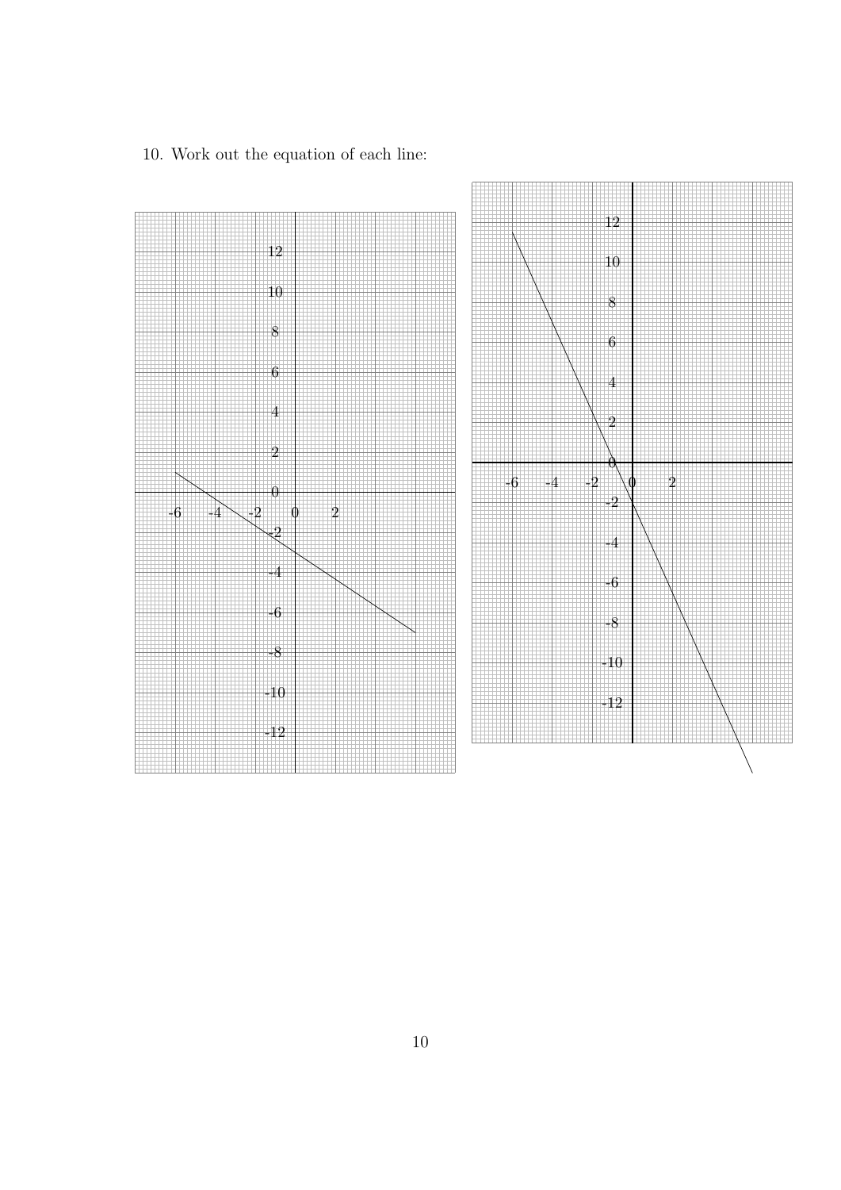10. Work out the equation of each line:

12
10
8
6
4
2
0
-6 -4 -2 0 2
-2
-4
-6
-8
-10
-12

12
10
8
6
4
2
0
-6 -4 -2 0 2
-2
-4
-6
-8
-10
-12